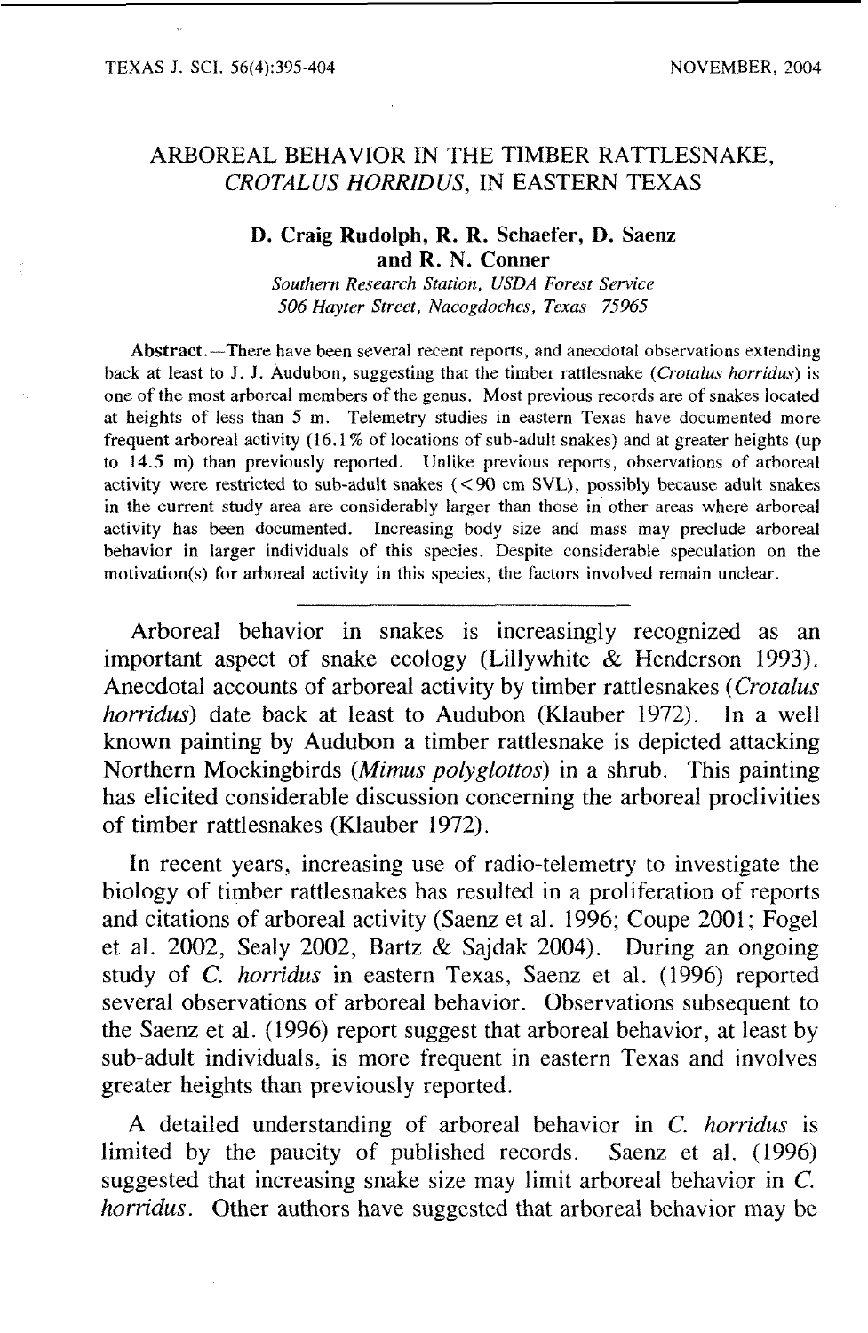# ARBOREAL BEHAVIOR IN THE TIMBER RATTLESNAKE, *CROTALUS HORRIDUS*, IN EASTERN TEXAS

**D. Craig Rudolph, R. R. Schaefer, D. Saenz and R. N. Conner**

*Southern Research Station, USDA Forest Service*
*506 Hayter Street, Nacogdoches, Texas 75965*

**Abstract.**—There have been several recent reports, and anecdotal observations extending back at least to J. J. Audubon, suggesting that the timber rattlesnake (*Crotalus horridus*) is one of the most arboreal members of the genus. Most previous records are of snakes located at heights of less than 5 m. Telemetry studies in eastern Texas have documented more frequent arboreal activity (16.1% of locations of sub-adult snakes) and at greater heights (up to 14.5 m) than previously reported. Unlike previous reports, observations of arboreal activity were restricted to sub-adult snakes (<90 cm SVL), possibly because adult snakes in the current study area are considerably larger than those in other areas where arboreal activity has been documented. Increasing body size and mass may preclude arboreal behavior in larger individuals of this species. Despite considerable speculation on the motivation(s) for arboreal activity in this species, the factors involved remain unclear.

---

Arboreal behavior in snakes is increasingly recognized as an important aspect of snake ecology (Lillywhite & Henderson 1993). Anecdotal accounts of arboreal activity by timber rattlesnakes (*Crotalus horridus*) date back at least to Audubon (Klauber 1972). In a well known painting by Audubon a timber rattlesnake is depicted attacking Northern Mockingbirds (*Mimus polyglottos*) in a shrub. This painting has elicited considerable discussion concerning the arboreal proclivities of timber rattlesnakes (Klauber 1972).

In recent years, increasing use of radio-telemetry to investigate the biology of timber rattlesnakes has resulted in a proliferation of reports and citations of arboreal activity (Saenz et al. 1996; Coupe 2001; Fogel et al. 2002, Sealy 2002, Bartz & Sajdak 2004). During an ongoing study of *C. horridus* in eastern Texas, Saenz et al. (1996) reported several observations of arboreal behavior. Observations subsequent to the Saenz et al. (1996) report suggest that arboreal behavior, at least by sub-adult individuals, is more frequent in eastern Texas and involves greater heights than previously reported.

A detailed understanding of arboreal behavior in *C. horridus* is limited by the paucity of published records. Saenz et al. (1996) suggested that increasing snake size may limit arboreal behavior in *C. horridus*. Other authors have suggested that arboreal behavior may be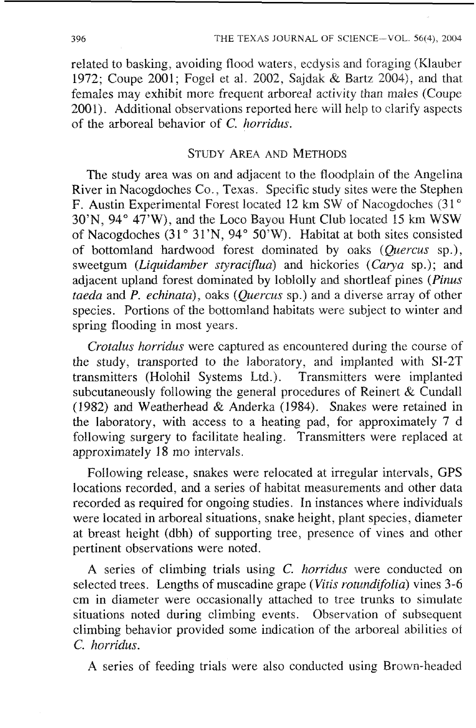related to basking, avoiding flood waters, ecdysis and foraging (Klauber 1972; Coupe 2001; Fogel et al. 2002, Sajdak & Bartz 2004), and that females may exhibit more frequent arboreal activity than males (Coupe 2001). Additional observations reported here will help to clarify aspects of the arboreal behavior of *C. horridus*.

## STUDY AREA AND METHODS

The study area was on and adjacent to the floodplain of the Angelina River in Nacogdoches Co., Texas. Specific study sites were the Stephen F. Austin Experimental Forest located 12 km SW of Nacogdoches (31° 30'N, 94° 47'W), and the Loco Bayou Hunt Club located 15 km WSW of Nacogdoches (31° 31'N, 94° 50'W). Habitat at both sites consisted of bottomland hardwood forest dominated by oaks (*Quercus* sp.), sweetgum (*Liquidamber styraciflua*) and hickories (*Carya* sp.); and adjacent upland forest dominated by loblolly and shortleaf pines (*Pinus taeda* and *P. echinata*), oaks (*Quercus* sp.) and a diverse array of other species. Portions of the bottomland habitats were subject to winter and spring flooding in most years.

*Crotalus horridus* were captured as encountered during the course of the study, transported to the laboratory, and implanted with SI-2T transmitters (Holohil Systems Ltd.). Transmitters were implanted subcutaneously following the general procedures of Reinert & Cundall (1982) and Weatherhead & Anderka (1984). Snakes were retained in the laboratory, with access to a heating pad, for approximately 7 d following surgery to facilitate healing. Transmitters were replaced at approximately 18 mo intervals.

Following release, snakes were relocated at irregular intervals, GPS locations recorded, and a series of habitat measurements and other data recorded as required for ongoing studies. In instances where individuals were located in arboreal situations, snake height, plant species, diameter at breast height (dbh) of supporting tree, presence of vines and other pertinent observations were noted.

A series of climbing trials using *C. horridus* were conducted on selected trees. Lengths of muscadine grape (*Vitis rotundifolia*) vines 3-6 cm in diameter were occasionally attached to tree trunks to simulate situations noted during climbing events. Observation of subsequent climbing behavior provided some indication of the arboreal abilities of *C. horridus*.

A series of feeding trials were also conducted using Brown-headed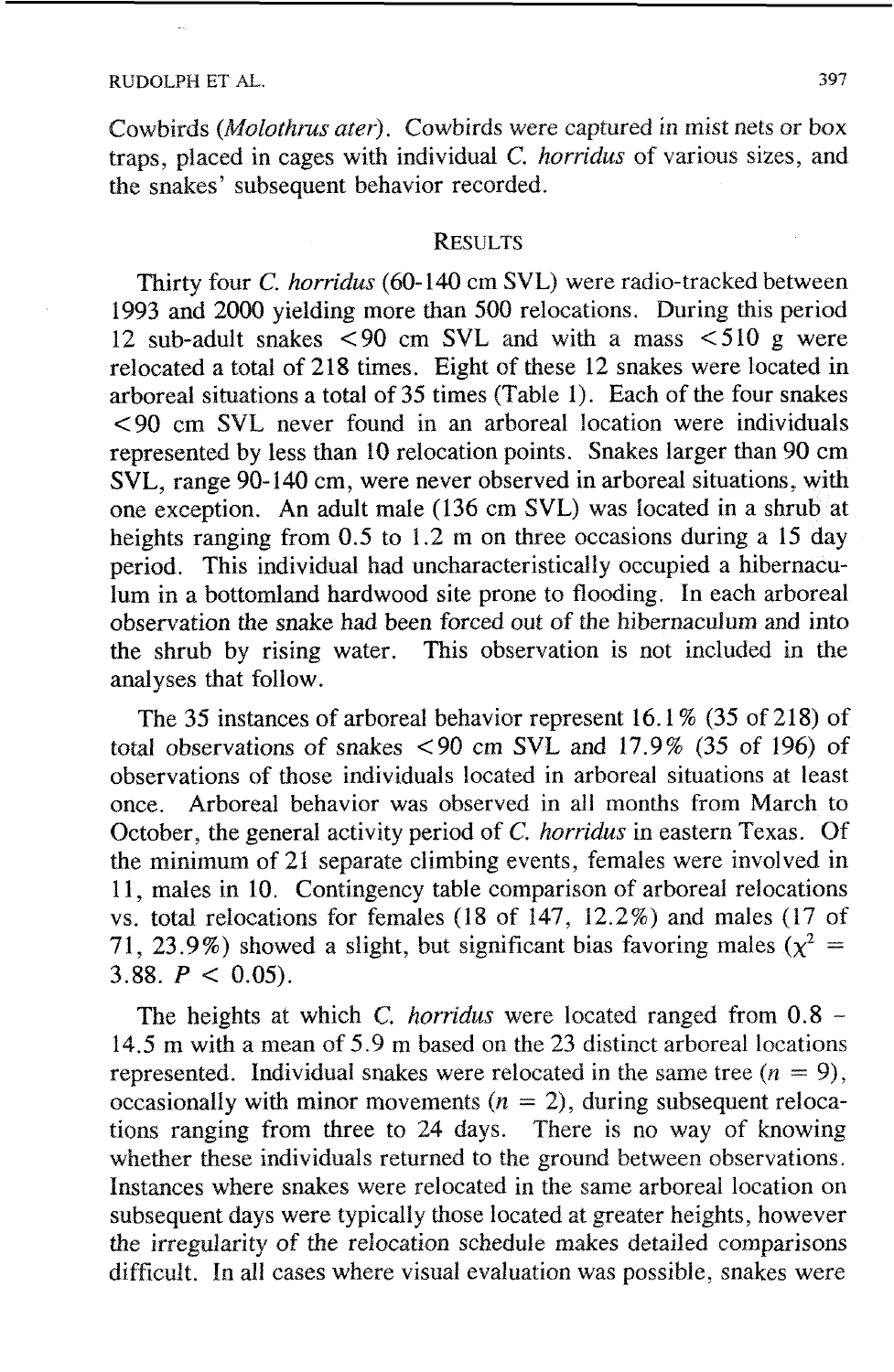Cowbirds (*Molothrus ater*). Cowbirds were captured in mist nets or box traps, placed in cages with individual *C. horridus* of various sizes, and the snakes' subsequent behavior recorded.

## RESULTS

Thirty four *C. horridus* (60-140 cm SVL) were radio-tracked between 1993 and 2000 yielding more than 500 relocations. During this period 12 sub-adult snakes <90 cm SVL and with a mass <510 g were relocated a total of 218 times. Eight of these 12 snakes were located in arboreal situations a total of 35 times (Table 1). Each of the four snakes <90 cm SVL never found in an arboreal location were individuals represented by less than 10 relocation points. Snakes larger than 90 cm SVL, range 90-140 cm, were never observed in arboreal situations, with one exception. An adult male (136 cm SVL) was located in a shrub at heights ranging from 0.5 to 1.2 m on three occasions during a 15 day period. This individual had uncharacteristically occupied a hibernaculum in a bottomland hardwood site prone to flooding. In each arboreal observation the snake had been forced out of the hibernaculum and into the shrub by rising water. This observation is not included in the analyses that follow.

The 35 instances of arboreal behavior represent 16.1% (35 of 218) of total observations of snakes <90 cm SVL and 17.9% (35 of 196) of observations of those individuals located in arboreal situations at least once. Arboreal behavior was observed in all months from March to October, the general activity period of *C. horridus* in eastern Texas. Of the minimum of 21 separate climbing events, females were involved in 11, males in 10. Contingency table comparison of arboreal relocations vs. total relocations for females (18 of 147, 12.2%) and males (17 of 71, 23.9%) showed a slight, but significant bias favoring males ($\chi^2$ = 3.88. $P < 0.05$).

The heights at which *C. horridus* were located ranged from 0.8 – 14.5 m with a mean of 5.9 m based on the 23 distinct arboreal locations represented. Individual snakes were relocated in the same tree ($n = 9$), occasionally with minor movements ($n = 2$), during subsequent relocations ranging from three to 24 days. There is no way of knowing whether these individuals returned to the ground between observations. Instances where snakes were relocated in the same arboreal location on subsequent days were typically those located at greater heights, however the irregularity of the relocation schedule makes detailed comparisons difficult. In all cases where visual evaluation was possible, snakes were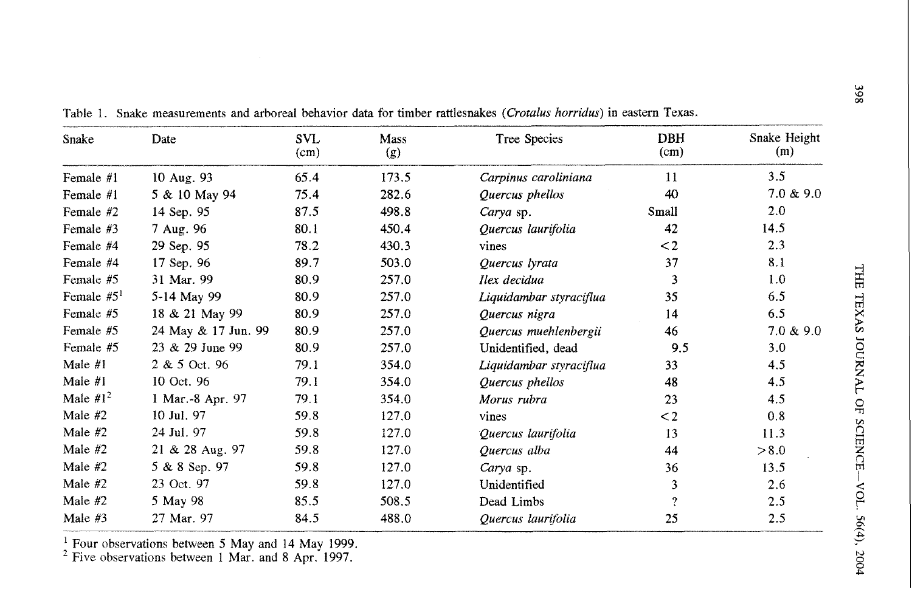Table 1. Snake measurements and arboreal behavior data for timber rattlesnakes (*Crotalus horridus*) in eastern Texas.

| Snake | Date | SVL (cm) | Mass (g) | Tree Species | DBH (cm) | Snake Height (m) |
|---|---|---|---|---|---|---|
| Female #1 | 10 Aug. 93 | 65.4 | 173.5 | *Carpinus caroliniana* | 11 | 3.5 |
| Female #1 | 5 & 10 May 94 | 75.4 | 282.6 | *Quercus phellos* | 40 | 7.0 & 9.0 |
| Female #2 | 14 Sep. 95 | 87.5 | 498.8 | *Carya* sp. | Small | 2.0 |
| Female #3 | 7 Aug. 96 | 80.1 | 450.4 | *Quercus laurifolia* | 42 | 14.5 |
| Female #4 | 29 Sep. 95 | 78.2 | 430.3 | vines | <2 | 2.3 |
| Female #4 | 17 Sep. 96 | 89.7 | 503.0 | *Quercus lyrata* | 37 | 8.1 |
| Female #5 | 31 Mar. 99 | 80.9 | 257.0 | *Ilex decidua* | 3 | 1.0 |
| Female #5[1] | 5-14 May 99 | 80.9 | 257.0 | *Liquidambar styraciflua* | 35 | 6.5 |
| Female #5 | 18 & 21 May 99 | 80.9 | 257.0 | *Quercus nigra* | 14 | 6.5 |
| Female #5 | 24 May & 17 Jun. 99 | 80.9 | 257.0 | *Quercus muehlenbergii* | 46 | 7.0 & 9.0 |
| Female #5 | 23 & 29 June 99 | 80.9 | 257.0 | Unidentified, dead | 9.5 | 3.0 |
| Male #1 | 2 & 5 Oct. 96 | 79.1 | 354.0 | *Liquidambar styraciflua* | 33 | 4.5 |
| Male #1 | 10 Oct. 96 | 79.1 | 354.0 | *Quercus phellos* | 48 | 4.5 |
| Male #1[2] | 1 Mar.-8 Apr. 97 | 79.1 | 354.0 | *Morus rubra* | 23 | 4.5 |
| Male #2 | 10 Jul. 97 | 59.8 | 127.0 | vines | <2 | 0.8 |
| Male #2 | 24 Jul. 97 | 59.8 | 127.0 | *Quercus laurifolia* | 13 | 11.3 |
| Male #2 | 21 & 28 Aug. 97 | 59.8 | 127.0 | *Quercus alba* | 44 | >8.0 |
| Male #2 | 5 & 8 Sep. 97 | 59.8 | 127.0 | *Carya* sp. | 36 | 13.5 |
| Male #2 | 23 Oct. 97 | 59.8 | 127.0 | Unidentified | 3 | 2.6 |
| Male #2 | 5 May 98 | 85.5 | 508.5 | Dead Limbs | ? | 2.5 |
| Male #3 | 27 Mar. 97 | 84.5 | 488.0 | *Quercus laurifolia* | 25 | 2.5 |

[1] Four observations between 5 May and 14 May 1999.
[2] Five observations between 1 Mar. and 8 Apr. 1997.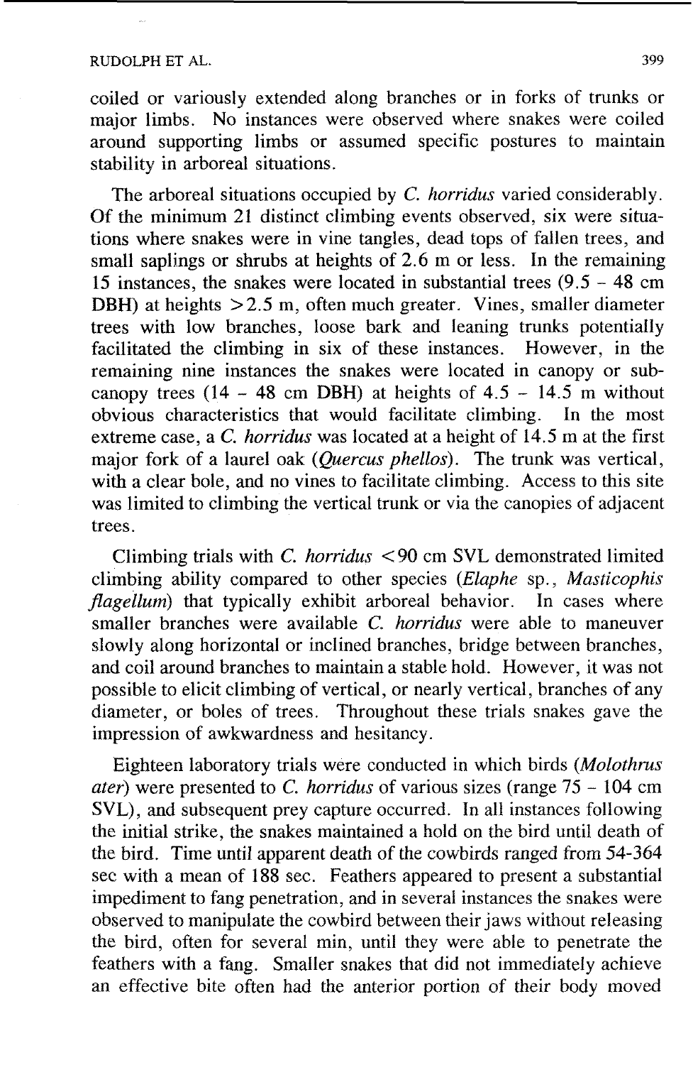coiled or variously extended along branches or in forks of trunks or major limbs. No instances were observed where snakes were coiled around supporting limbs or assumed specific postures to maintain stability in arboreal situations.

The arboreal situations occupied by *C. horridus* varied considerably. Of the minimum 21 distinct climbing events observed, six were situations where snakes were in vine tangles, dead tops of fallen trees, and small saplings or shrubs at heights of 2.6 m or less. In the remaining 15 instances, the snakes were located in substantial trees (9.5 - 48 cm DBH) at heights >2.5 m, often much greater. Vines, smaller diameter trees with low branches, loose bark and leaning trunks potentially facilitated the climbing in six of these instances. However, in the remaining nine instances the snakes were located in canopy or subcanopy trees (14 - 48 cm DBH) at heights of 4.5 - 14.5 m without obvious characteristics that would facilitate climbing. In the most extreme case, a *C. horridus* was located at a height of 14.5 m at the first major fork of a laurel oak (*Quercus phellos*). The trunk was vertical, with a clear bole, and no vines to facilitate climbing. Access to this site was limited to climbing the vertical trunk or via the canopies of adjacent trees.

Climbing trials with *C. horridus* <90 cm SVL demonstrated limited climbing ability compared to other species (*Elaphe* sp., *Masticophis flagellum*) that typically exhibit arboreal behavior. In cases where smaller branches were available *C. horridus* were able to maneuver slowly along horizontal or inclined branches, bridge between branches, and coil around branches to maintain a stable hold. However, it was not possible to elicit climbing of vertical, or nearly vertical, branches of any diameter, or boles of trees. Throughout these trials snakes gave the impression of awkwardness and hesitancy.

Eighteen laboratory trials were conducted in which birds (*Molothrus ater*) were presented to *C. horridus* of various sizes (range 75 - 104 cm SVL), and subsequent prey capture occurred. In all instances following the initial strike, the snakes maintained a hold on the bird until death of the bird. Time until apparent death of the cowbirds ranged from 54-364 sec with a mean of 188 sec. Feathers appeared to present a substantial impediment to fang penetration, and in several instances the snakes were observed to manipulate the cowbird between their jaws without releasing the bird, often for several min, until they were able to penetrate the feathers with a fang. Smaller snakes that did not immediately achieve an effective bite often had the anterior portion of their body moved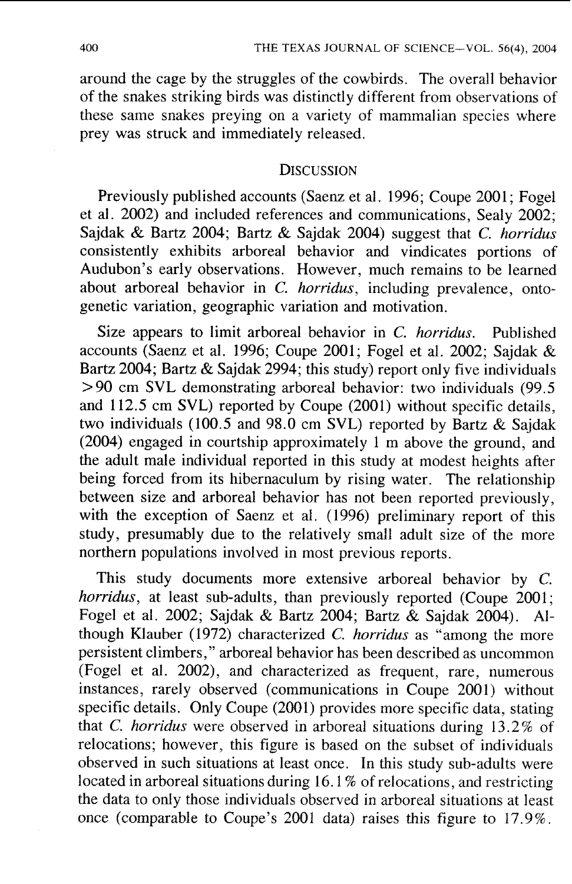around the cage by the struggles of the cowbirds. The overall behavior of the snakes striking birds was distinctly different from observations of these same snakes preying on a variety of mammalian species where prey was struck and immediately released.

## DISCUSSION

Previously published accounts (Saenz et al. 1996; Coupe 2001; Fogel et al. 2002) and included references and communications, Sealy 2002; Sajdak & Bartz 2004; Bartz & Sajdak 2004) suggest that *C. horridus* consistently exhibits arboreal behavior and vindicates portions of Audubon's early observations. However, much remains to be learned about arboreal behavior in *C. horridus*, including prevalence, ontogenetic variation, geographic variation and motivation.

Size appears to limit arboreal behavior in *C. horridus*. Published accounts (Saenz et al. 1996; Coupe 2001; Fogel et al. 2002; Sajdak & Bartz 2004; Bartz & Sajdak 2994; this study) report only five individuals >90 cm SVL demonstrating arboreal behavior: two individuals (99.5 and 112.5 cm SVL) reported by Coupe (2001) without specific details, two individuals (100.5 and 98.0 cm SVL) reported by Bartz & Sajdak (2004) engaged in courtship approximately 1 m above the ground, and the adult male individual reported in this study at modest heights after being forced from its hibernaculum by rising water. The relationship between size and arboreal behavior has not been reported previously, with the exception of Saenz et al. (1996) preliminary report of this study, presumably due to the relatively small adult size of the more northern populations involved in most previous reports.

This study documents more extensive arboreal behavior by *C. horridus*, at least sub-adults, than previously reported (Coupe 2001; Fogel et al. 2002; Sajdak & Bartz 2004; Bartz & Sajdak 2004). Although Klauber (1972) characterized *C. horridus* as "among the more persistent climbers," arboreal behavior has been described as uncommon (Fogel et al. 2002), and characterized as frequent, rare, numerous instances, rarely observed (communications in Coupe 2001) without specific details. Only Coupe (2001) provides more specific data, stating that *C. horridus* were observed in arboreal situations during 13.2% of relocations; however, this figure is based on the subset of individuals observed in such situations at least once. In this study sub-adults were located in arboreal situations during 16.1% of relocations, and restricting the data to only those individuals observed in arboreal situations at least once (comparable to Coupe's 2001 data) raises this figure to 17.9%.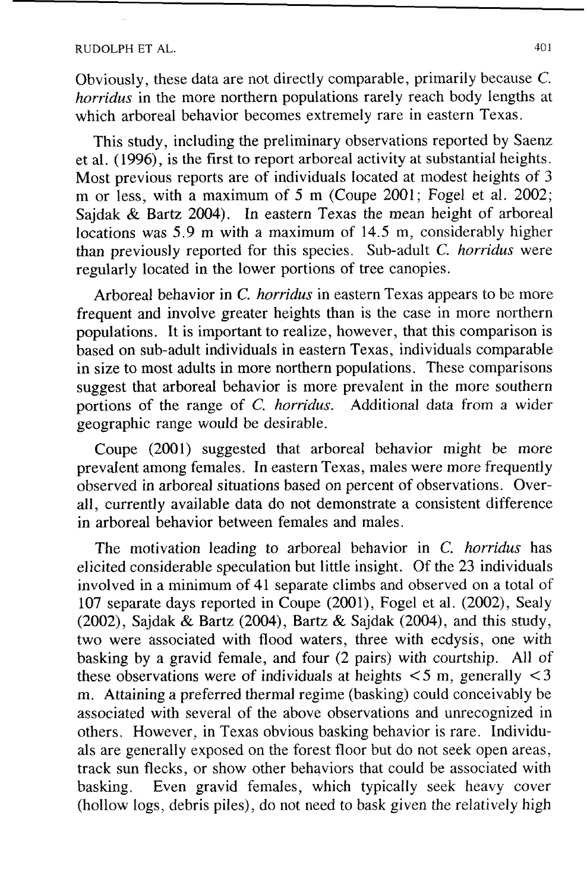Obviously, these data are not directly comparable, primarily because *C. horridus* in the more northern populations rarely reach body lengths at which arboreal behavior becomes extremely rare in eastern Texas.

This study, including the preliminary observations reported by Saenz et al. (1996), is the first to report arboreal activity at substantial heights. Most previous reports are of individuals located at modest heights of 3 m or less, with a maximum of 5 m (Coupe 2001; Fogel et al. 2002; Sajdak & Bartz 2004). In eastern Texas the mean height of arboreal locations was 5.9 m with a maximum of 14.5 m, considerably higher than previously reported for this species. Sub-adult *C. horridus* were regularly located in the lower portions of tree canopies.

Arboreal behavior in *C. horridus* in eastern Texas appears to be more frequent and involve greater heights than is the case in more northern populations. It is important to realize, however, that this comparison is based on sub-adult individuals in eastern Texas, individuals comparable in size to most adults in more northern populations. These comparisons suggest that arboreal behavior is more prevalent in the more southern portions of the range of *C. horridus*. Additional data from a wider geographic range would be desirable.

Coupe (2001) suggested that arboreal behavior might be more prevalent among females. In eastern Texas, males were more frequently observed in arboreal situations based on percent of observations. Overall, currently available data do not demonstrate a consistent difference in arboreal behavior between females and males.

The motivation leading to arboreal behavior in *C. horridus* has elicited considerable speculation but little insight. Of the 23 individuals involved in a minimum of 41 separate climbs and observed on a total of 107 separate days reported in Coupe (2001), Fogel et al. (2002), Sealy (2002), Sajdak & Bartz (2004), Bartz & Sajdak (2004), and this study, two were associated with flood waters, three with ecdysis, one with basking by a gravid female, and four (2 pairs) with courtship. All of these observations were of individuals at heights $<5$ m, generally $<3$ m. Attaining a preferred thermal regime (basking) could conceivably be associated with several of the above observations and unrecognized in others. However, in Texas obvious basking behavior is rare. Individuals are generally exposed on the forest floor but do not seek open areas, track sun flecks, or show other behaviors that could be associated with basking. Even gravid females, which typically seek heavy cover (hollow logs, debris piles), do not need to bask given the relatively high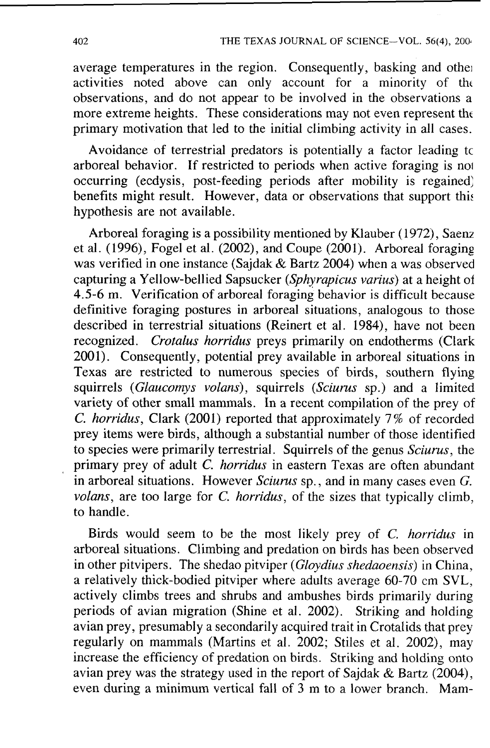average temperatures in the region. Consequently, basking and other activities noted above can only account for a minority of the observations, and do not appear to be involved in the observations a more extreme heights. These considerations may not even represent the primary motivation that led to the initial climbing activity in all cases.

Avoidance of terrestrial predators is potentially a factor leading to arboreal behavior. If restricted to periods when active foraging is not occurring (ecdysis, post-feeding periods after mobility is regained) benefits might result. However, data or observations that support this hypothesis are not available.

Arboreal foraging is a possibility mentioned by Klauber (1972), Saenz et al. (1996), Fogel et al. (2002), and Coupe (2001). Arboreal foraging was verified in one instance (Sajdak & Bartz 2004) when a was observed capturing a Yellow-bellied Sapsucker (*Sphyrapicus varius*) at a height of 4.5-6 m. Verification of arboreal foraging behavior is difficult because definitive foraging postures in arboreal situations, analogous to those described in terrestrial situations (Reinert et al. 1984), have not been recognized. *Crotalus horridus* preys primarily on endotherms (Clark 2001). Consequently, potential prey available in arboreal situations in Texas are restricted to numerous species of birds, southern flying squirrels (*Glaucomys volans*), squirrels (*Sciurus* sp.) and a limited variety of other small mammals. In a recent compilation of the prey of *C. horridus*, Clark (2001) reported that approximately 7% of recorded prey items were birds, although a substantial number of those identified to species were primarily terrestrial. Squirrels of the genus *Sciurus*, the primary prey of adult *C. horridus* in eastern Texas are often abundant in arboreal situations. However *Sciurus* sp., and in many cases even *G. volans*, are too large for *C. horridus*, of the sizes that typically climb, to handle.

Birds would seem to be the most likely prey of *C. horridus* in arboreal situations. Climbing and predation on birds has been observed in other pitvipers. The shedao pitviper (*Gloydius shedaoensis*) in China, a relatively thick-bodied pitviper where adults average 60-70 cm SVL, actively climbs trees and shrubs and ambushes birds primarily during periods of avian migration (Shine et al. 2002). Striking and holding avian prey, presumably a secondarily acquired trait in Crotalids that prey regularly on mammals (Martins et al. 2002; Stiles et al. 2002), may increase the efficiency of predation on birds. Striking and holding onto avian prey was the strategy used in the report of Sajdak & Bartz (2004), even during a minimum vertical fall of 3 m to a lower branch. Mam-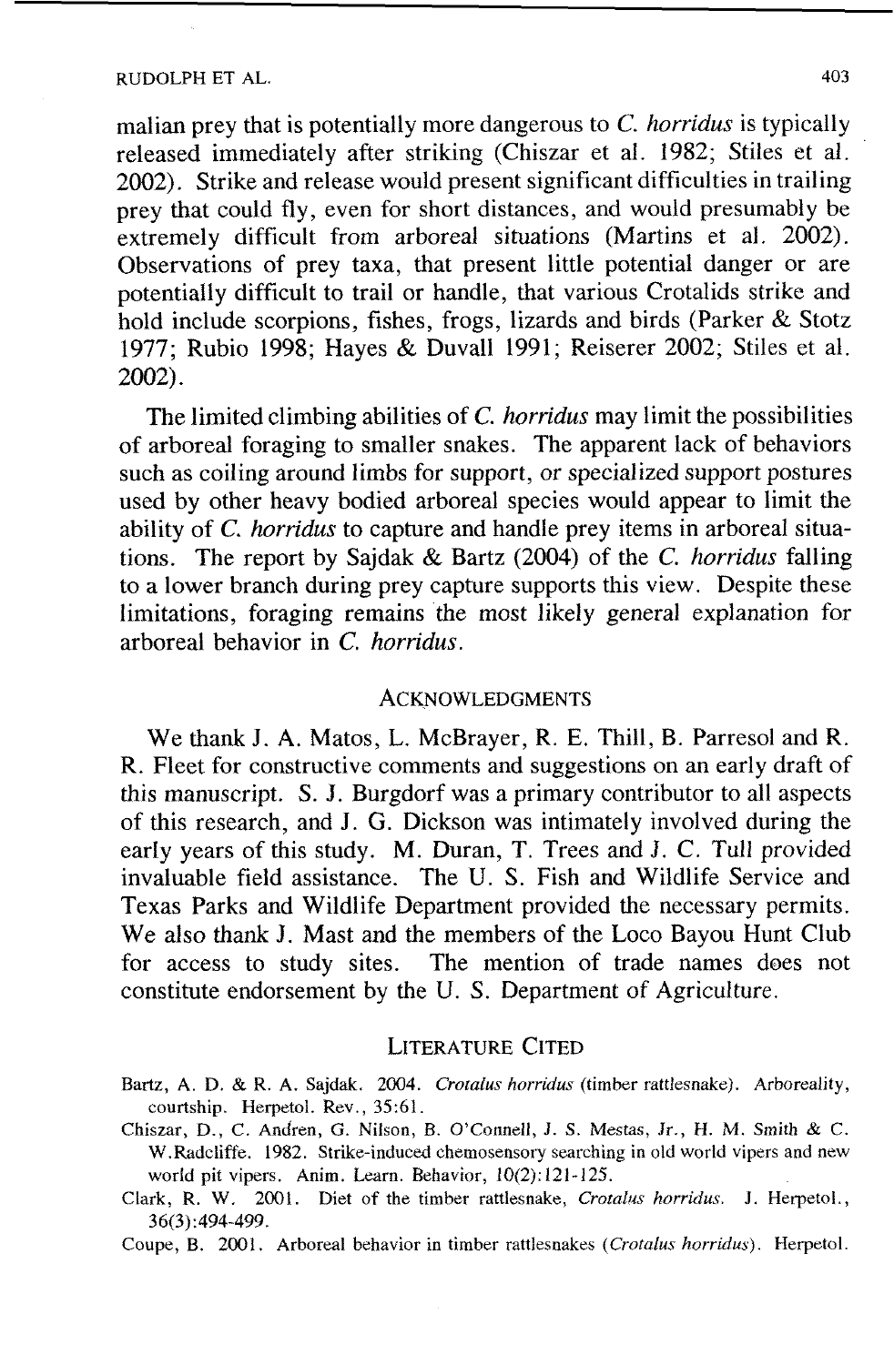malian prey that is potentially more dangerous to *C. horridus* is typically released immediately after striking (Chiszar et al. 1982; Stiles et al. 2002). Strike and release would present significant difficulties in trailing prey that could fly, even for short distances, and would presumably be extremely difficult from arboreal situations (Martins et al. 2002). Observations of prey taxa, that present little potential danger or are potentially difficult to trail or handle, that various Crotalids strike and hold include scorpions, fishes, frogs, lizards and birds (Parker & Stotz 1977; Rubio 1998; Hayes & Duvall 1991; Reiserer 2002; Stiles et al. 2002).

The limited climbing abilities of *C. horridus* may limit the possibilities of arboreal foraging to smaller snakes. The apparent lack of behaviors such as coiling around limbs for support, or specialized support postures used by other heavy bodied arboreal species would appear to limit the ability of *C. horridus* to capture and handle prey items in arboreal situations. The report by Sajdak & Bartz (2004) of the *C. horridus* falling to a lower branch during prey capture supports this view. Despite these limitations, foraging remains the most likely general explanation for arboreal behavior in *C. horridus*.

## Acknowledgments

We thank J. A. Matos, L. McBrayer, R. E. Thill, B. Parresol and R. R. Fleet for constructive comments and suggestions on an early draft of this manuscript. S. J. Burgdorf was a primary contributor to all aspects of this research, and J. G. Dickson was intimately involved during the early years of this study. M. Duran, T. Trees and J. C. Tull provided invaluable field assistance. The U. S. Fish and Wildlife Service and Texas Parks and Wildlife Department provided the necessary permits. We also thank J. Mast and the members of the Loco Bayou Hunt Club for access to study sites. The mention of trade names does not constitute endorsement by the U. S. Department of Agriculture.

## Literature Cited

Bartz, A. D. & R. A. Sajdak. 2004. *Crotalus horridus* (timber rattlesnake). Arboreality, courtship. Herpetol. Rev., 35:61.

Chiszar, D., C. Andren, G. Nilson, B. O'Connell, J. S. Mestas, Jr., H. M. Smith & C. W.Radcliffe. 1982. Strike-induced chemosensory searching in old world vipers and new world pit vipers. Anim. Learn. Behavior, 10(2):121-125.

Clark, R. W. 2001. Diet of the timber rattlesnake, *Crotalus horridus*. J. Herpetol., 36(3):494-499.

Coupe, B. 2001. Arboreal behavior in timber rattlesnakes (*Crotalus horridus*). Herpetol.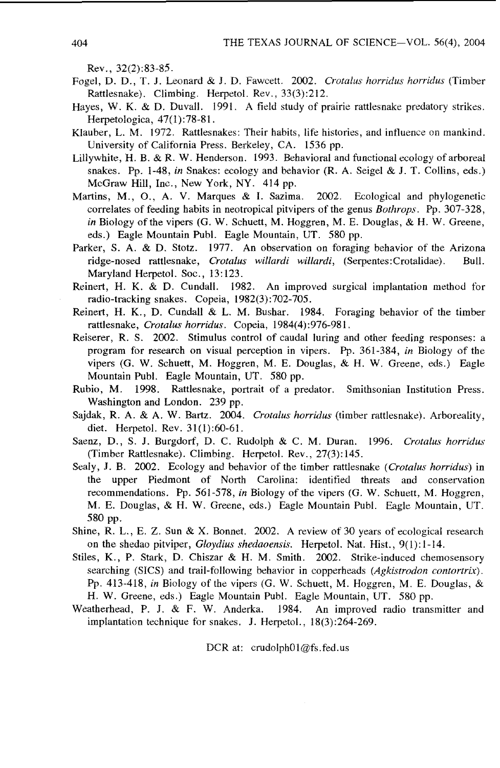Rev., 32(2):83-85.

Fogel, D. D., T. J. Leonard & J. D. Fawcett. 2002. *Crotalus horridus horridus* (Timber Rattlesnake). Climbing. Herpetol. Rev., 33(3):212.

Hayes, W. K. & D. Duvall. 1991. A field study of prairie rattlesnake predatory strikes. Herpetologica, 47(1):78-81.

Klauber, L. M. 1972. Rattlesnakes: Their habits, life histories, and influence on mankind. University of California Press. Berkeley, CA. 1536 pp.

Lillywhite, H. B. & R. W. Henderson. 1993. Behavioral and functional ecology of arboreal snakes. Pp. 1-48, *in* Snakes: ecology and behavior (R. A. Seigel & J. T. Collins, eds.) McGraw Hill, Inc., New York, NY. 414 pp.

Martins, M., O., A. V. Marques & I. Sazima. 2002. Ecological and phylogenetic correlates of feeding habits in neotropical pitvipers of the genus *Bothrops*. Pp. 307-328, *in* Biology of the vipers (G. W. Schuett, M. Hoggren, M. E. Douglas, & H. W. Greene, eds.) Eagle Mountain Publ. Eagle Mountain, UT. 580 pp.

Parker, S. A. & D. Stotz. 1977. An observation on foraging behavior of the Arizona ridge-nosed rattlesnake, *Crotalus willardi willardi*, (Serpentes:Crotalidae). Bull. Maryland Herpetol. Soc., 13:123.

Reinert, H. K. & D. Cundall. 1982. An improved surgical implantation method for radio-tracking snakes. Copeia, 1982(3):702-705.

Reinert, H. K., D. Cundall & L. M. Bushar. 1984. Foraging behavior of the timber rattlesnake, *Crotalus horridus*. Copeia, 1984(4):976-981.

Reiserer, R. S. 2002. Stimulus control of caudal luring and other feeding responses: a program for research on visual perception in vipers. Pp. 361-384, *in* Biology of the vipers (G. W. Schuett, M. Hoggren, M. E. Douglas, & H. W. Greene, eds.) Eagle Mountain Publ. Eagle Mountain, UT. 580 pp.

Rubio, M. 1998. Rattlesnake, portrait of a predator. Smithsonian Institution Press. Washington and London. 239 pp.

Sajdak, R. A. & A. W. Bartz. 2004. *Crotalus horridus* (timber rattlesnake). Arboreality, diet. Herpetol. Rev. 31(1):60-61.

Saenz, D., S. J. Burgdorf, D. C. Rudolph & C. M. Duran. 1996. *Crotalus horridus* (Timber Rattlesnake). Climbing. Herpetol. Rev., 27(3):145.

Sealy, J. B. 2002. Ecology and behavior of the timber rattlesnake (*Crotalus horridus*) in the upper Piedmont of North Carolina: identified threats and conservation recommendations. Pp. 561-578, *in* Biology of the vipers (G. W. Schuett, M. Hoggren, M. E. Douglas, & H. W. Greene, eds.) Eagle Mountain Publ. Eagle Mountain, UT. 580 pp.

Shine, R. L., E. Z. Sun & X. Bonnet. 2002. A review of 30 years of ecological research on the shedao pitviper, *Gloydius shedaoensis*. Herpetol. Nat. Hist., 9(1):1-14.

Stiles, K., P. Stark, D. Chiszar & H. M. Smith. 2002. Strike-induced chemosensory searching (SICS) and trail-following behavior in copperheads (*Agkistrodon contortrix*). Pp. 413-418, *in* Biology of the vipers (G. W. Schuett, M. Hoggren, M. E. Douglas, & H. W. Greene, eds.) Eagle Mountain Publ. Eagle Mountain, UT. 580 pp.

Weatherhead, P. J. & F. W. Anderka. 1984. An improved radio transmitter and implantation technique for snakes. J. Herpetol., 18(3):264-269.

DCR at: crudolph01@fs.fed.us